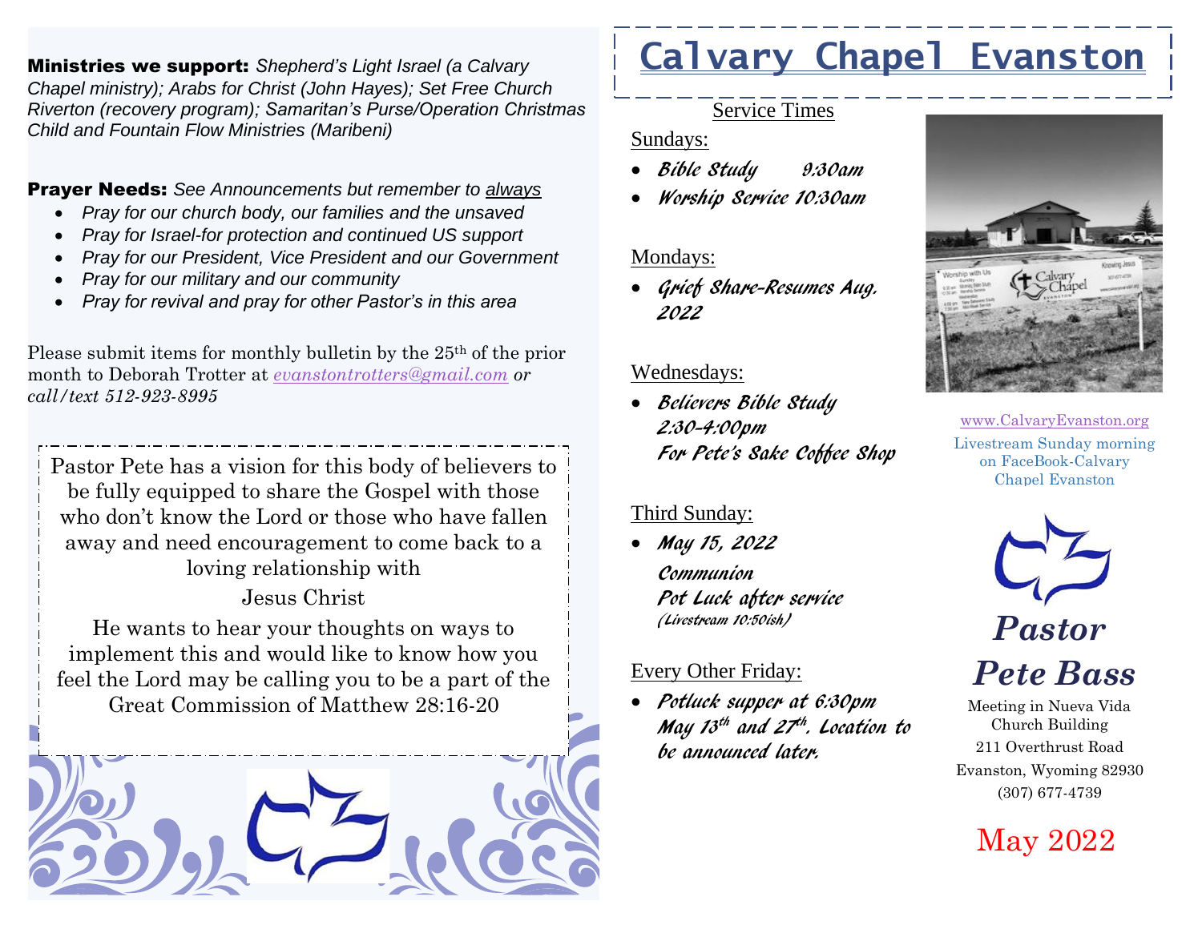**Ministries we support:** *Shepherd's Light Israel (a Calvary Chapel ministry); Arabs for Christ (John Hayes); Set Free Church Riverton (recovery program); Samaritan's Purse/Operation Christmas Child and Fountain Flow Ministries (Maribeni)*

**Prayer Needs:** *See Announcements but remember to always*

- *Pray for our church body, our families and the unsaved*
- *Pray for Israel-for protection and continued US support*
- *Pray for our President, Vice President and our Government*
- *Pray for our military and our community*
- *Pray for revival and pray for other Pastor's in this area*

Please submit items for monthly bulletin by the 25th of the prior month to Deborah Trotter at *evanstontrotters@gmail.com or call/text 512-923-8995*

Pastor Pete has a vision for this body of believers to be fully equipped to share the Gospel with those who don't know the Lord or those who have fallen away and need encouragement to come back to a loving relationship with

Jesus Christ

He wants to hear your thoughts on ways to implement this and would like to know how you feel the Lord may be calling you to be a part of the Great Commission of Matthew 28:16-20

# Calvary Chapel Evanston

## Service Times

Sundays:

- *Bible Study 9:30am*
- *Worship Service 10:30am*

Mondays:

- *Grief Share-Resumes Aug. 2022*

Wednesdays:

- *Believers Bible Study 2:30-4:00pm For Pete's Sake Coffee Shop*

Third Sunday:

- *May 15, 2022*

  *Communion*

  *Pot Luck after service*

  *(Livestream 10:50ish)*

Every Other Friday:

- *Potluck supper at 6:30pm May 13th and 27th. Location to be announced later.*

www.CalvaryEvanston.org

Livestream Sunday morning on FaceBook-Calvary Chapel Evanston

***Pastor Pete Bass***

Meeting in Nueva Vida Church Building

211 Overthrust Road

Evanston, Wyoming 82930

(307) 677-4739

May 2022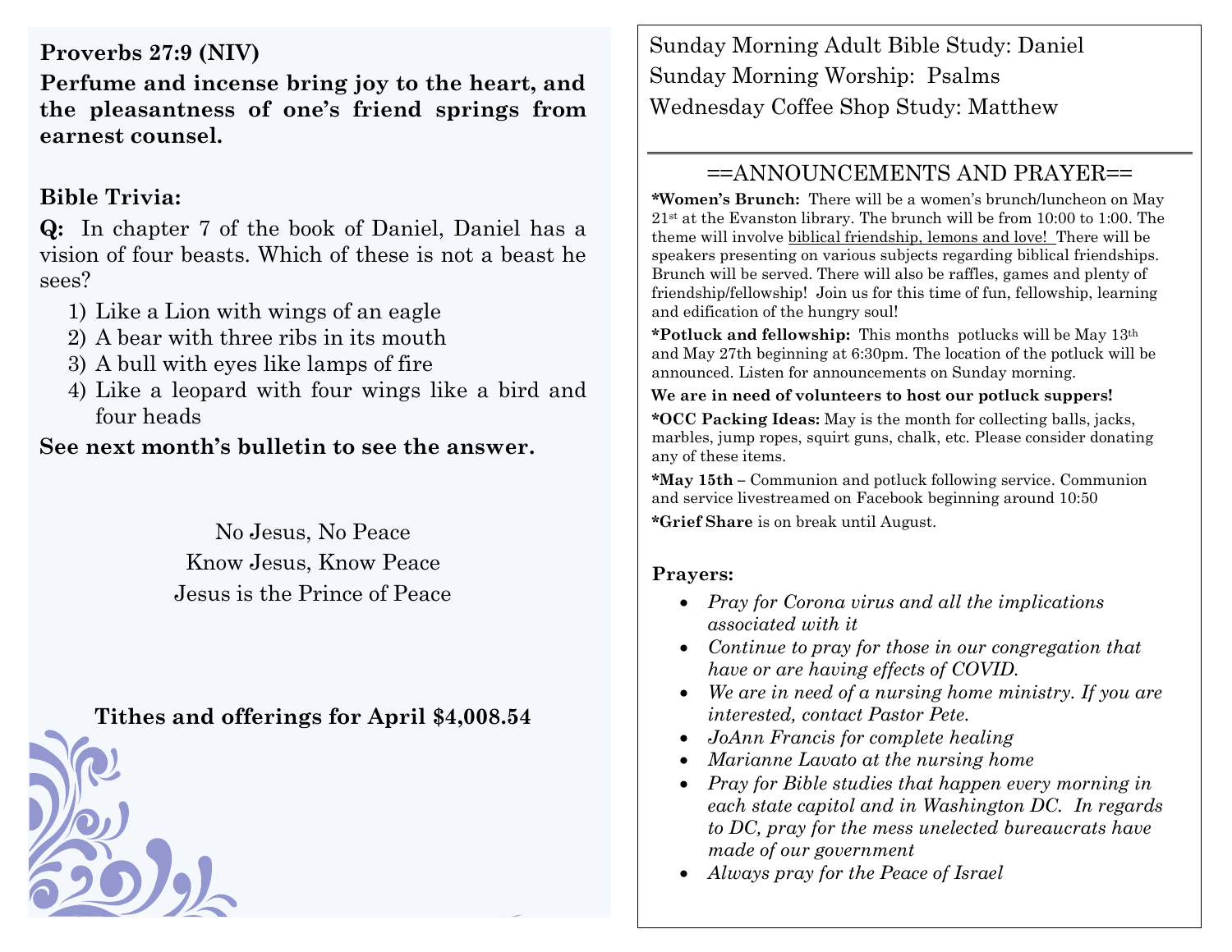**Proverbs 27:9 (NIV)**

**Perfume and incense bring joy to the heart, and the pleasantness of one's friend springs from earnest counsel.**

**Bible Trivia:**

**Q:** In chapter 7 of the book of Daniel, Daniel has a vision of four beasts. Which of these is not a beast he sees?

1) Like a Lion with wings of an eagle
2) A bear with three ribs in its mouth
3) A bull with eyes like lamps of fire
4) Like a leopard with four wings like a bird and four heads

**See next month's bulletin to see the answer.**

No Jesus, No Peace
Know Jesus, Know Peace
Jesus is the Prince of Peace

**Tithes and offerings for April $4,008.54**

Sunday Morning Adult Bible Study: Daniel
Sunday Morning Worship: Psalms
Wednesday Coffee Shop Study: Matthew

## ==ANNOUNCEMENTS AND PRAYER==

***Women's Brunch:** There will be a women's brunch/luncheon on May 21st at the Evanston library. The brunch will be from 10:00 to 1:00. The theme will involve biblical friendship, lemons and love! There will be speakers presenting on various subjects regarding biblical friendships. Brunch will be served. There will also be raffles, games and plenty of friendship/fellowship! Join us for this time of fun, fellowship, learning and edification of the hungry soul!

***Potluck and fellowship:** This months potlucks will be May 13th and May 27th beginning at 6:30pm. The location of the potluck will be announced. Listen for announcements on Sunday morning.

**We are in need of volunteers to host our potluck suppers!**

***OCC Packing Ideas:** May is the month for collecting balls, jacks, marbles, jump ropes, squirt guns, chalk, etc. Please consider donating any of these items.

***May 15th** – Communion and potluck following service. Communion and service livestreamed on Facebook beginning around 10:50

***Grief Share** is on break until August.

**Prayers:**

- *Pray for Corona virus and all the implications associated with it*
- *Continue to pray for those in our congregation that have or are having effects of COVID.*
- *We are in need of a nursing home ministry. If you are interested, contact Pastor Pete.*
- *JoAnn Francis for complete healing*
- *Marianne Lavato at the nursing home*
- *Pray for Bible studies that happen every morning in each state capitol and in Washington DC. In regards to DC, pray for the mess unelected bureaucrats have made of our government*
- *Always pray for the Peace of Israel*